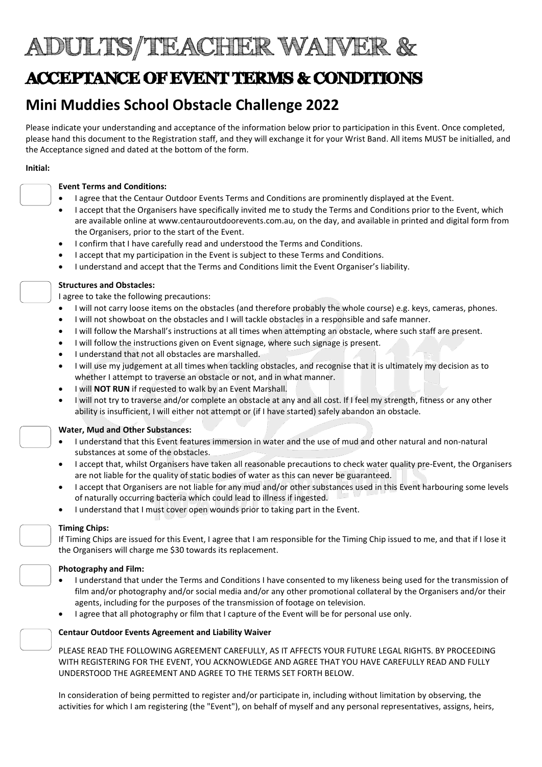# ADULTS/TEACHER WAIVER &

# ACCEPTANCE OF EVENT TERMS & CONDITIONS

## Mini Muddies School Obstacle Challenge 2022

Please indicate your understanding and acceptance of the information below prior to participation in this Event. Once completed, please hand this document to the Registration staff, and they will exchange it for your Wrist Band. All items MUST be initialled, and the Acceptance signed and dated at the bottom of the form.

**Initial:**

**Event Terms and Conditions:**

- I agree that the Centaur Outdoor Events Terms and Conditions are prominently displayed at the Event.
- I accept that the Organisers have specifically invited me to study the Terms and Conditions prior to the Event, which are available online at www.centauroutdoorevents.com.au, on the day, and available in printed and digital form from the Organisers, prior to the start of the Event.
- I confirm that I have carefully read and understood the Terms and Conditions.
- I accept that my participation in the Event is subject to these Terms and Conditions.
- I understand and accept that the Terms and Conditions limit the Event Organiser's liability.

**Structures and Obstacles:**

I agree to take the following precautions:

- I will not carry loose items on the obstacles (and therefore probably the whole course) e.g. keys, cameras, phones.
- I will not showboat on the obstacles and I will tackle obstacles in a responsible and safe manner.
- I will follow the Marshall's instructions at all times when attempting an obstacle, where such staff are present.
- I will follow the instructions given on Event signage, where such signage is present.
- I understand that not all obstacles are marshalled.
- I will use my judgement at all times when tackling obstacles, and recognise that it is ultimately my decision as to whether I attempt to traverse an obstacle or not, and in what manner.
- I will **NOT RUN** if requested to walk by an Event Marshall.
- I will not try to traverse and/or complete an obstacle at any and all cost. If I feel my strength, fitness or any other ability is insufficient, I will either not attempt or (if I have started) safely abandon an obstacle.

**Water, Mud and Other Substances:**

- I understand that this Event features immersion in water and the use of mud and other natural and non-natural substances at some of the obstacles.
- I accept that, whilst Organisers have taken all reasonable precautions to check water quality pre-Event, the Organisers are not liable for the quality of static bodies of water as this can never be guaranteed.
- I accept that Organisers are not liable for any mud and/or other substances used in this Event harbouring some levels of naturally occurring bacteria which could lead to illness if ingested.
- I understand that I must cover open wounds prior to taking part in the Event.

**Timing Chips:**

If Timing Chips are issued for this Event, I agree that I am responsible for the Timing Chip issued to me, and that if I lose it the Organisers will charge me $30 towards its replacement.

**Photography and Film:**

- I understand that under the Terms and Conditions I have consented to my likeness being used for the transmission of film and/or photography and/or social media and/or any other promotional collateral by the Organisers and/or their agents, including for the purposes of the transmission of footage on television.
- I agree that all photography or film that I capture of the Event will be for personal use only.

**Centaur Outdoor Events Agreement and Liability Waiver**

PLEASE READ THE FOLLOWING AGREEMENT CAREFULLY, AS IT AFFECTS YOUR FUTURE LEGAL RIGHTS. BY PROCEEDING WITH REGISTERING FOR THE EVENT, YOU ACKNOWLEDGE AND AGREE THAT YOU HAVE CAREFULLY READ AND FULLY UNDERSTOOD THE AGREEMENT AND AGREE TO THE TERMS SET FORTH BELOW.

In consideration of being permitted to register and/or participate in, including without limitation by observing, the activities for which I am registering (the "Event"), on behalf of myself and any personal representatives, assigns, heirs,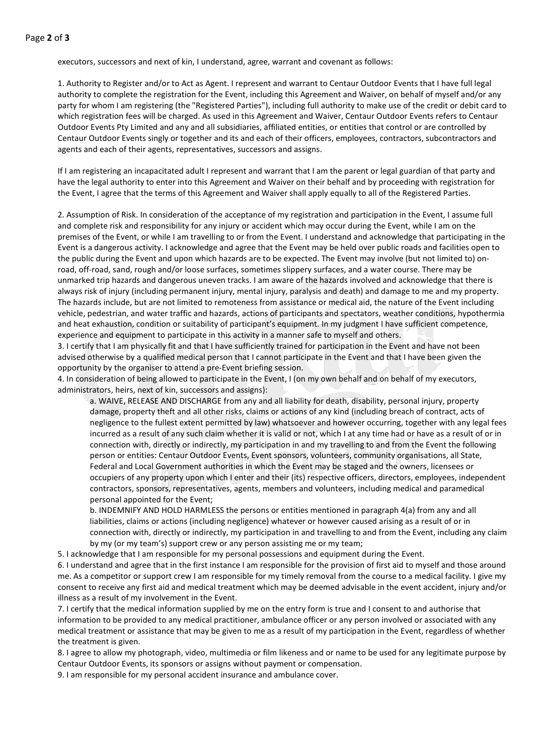executors, successors and next of kin, I understand, agree, warrant and covenant as follows:

1. Authority to Register and/or to Act as Agent. I represent and warrant to Centaur Outdoor Events that I have full legal authority to complete the registration for the Event, including this Agreement and Waiver, on behalf of myself and/or any party for whom I am registering (the "Registered Parties"), including full authority to make use of the credit or debit card to which registration fees will be charged. As used in this Agreement and Waiver, Centaur Outdoor Events refers to Centaur Outdoor Events Pty Limited and any and all subsidiaries, affiliated entities, or entities that control or are controlled by Centaur Outdoor Events singly or together and its and each of their officers, employees, contractors, subcontractors and agents and each of their agents, representatives, successors and assigns.

If I am registering an incapacitated adult I represent and warrant that I am the parent or legal guardian of that party and have the legal authority to enter into this Agreement and Waiver on their behalf and by proceeding with registration for the Event, I agree that the terms of this Agreement and Waiver shall apply equally to all of the Registered Parties.

2. Assumption of Risk. In consideration of the acceptance of my registration and participation in the Event, I assume full and complete risk and responsibility for any injury or accident which may occur during the Event, while I am on the premises of the Event, or while I am travelling to or from the Event. I understand and acknowledge that participating in the Event is a dangerous activity. I acknowledge and agree that the Event may be held over public roads and facilities open to the public during the Event and upon which hazards are to be expected. The Event may involve (but not limited to) on-road, off-road, sand, rough and/or loose surfaces, sometimes slippery surfaces, and a water course. There may be unmarked trip hazards and dangerous uneven tracks. I am aware of the hazards involved and acknowledge that there is always risk of injury (including permanent injury, mental injury, paralysis and death) and damage to me and my property. The hazards include, but are not limited to remoteness from assistance or medical aid, the nature of the Event including vehicle, pedestrian, and water traffic and hazards, actions of participants and spectators, weather conditions, hypothermia and heat exhaustion, condition or suitability of participant's equipment. In my judgment I have sufficient competence, experience and equipment to participate in this activity in a manner safe to myself and others.

3. I certify that I am physically fit and that I have sufficiently trained for participation in the Event and have not been advised otherwise by a qualified medical person that I cannot participate in the Event and that I have been given the opportunity by the organiser to attend a pre-Event briefing session.

4. In consideration of being allowed to participate in the Event, I (on my own behalf and on behalf of my executors, administrators, heirs, next of kin, successors and assigns):

   a. WAIVE, RELEASE AND DISCHARGE from any and all liability for death, disability, personal injury, property damage, property theft and all other risks, claims or actions of any kind (including breach of contract, acts of negligence to the fullest extent permitted by law) whatsoever and however occurring, together with any legal fees incurred as a result of any such claim whether it is valid or not, which I at any time had or have as a result of or in connection with, directly or indirectly, my participation in and my travelling to and from the Event the following person or entities: Centaur Outdoor Events, Event sponsors, volunteers, community organisations, all State, Federal and Local Government authorities in which the Event may be staged and the owners, licensees or occupiers of any property upon which I enter and their (its) respective officers, directors, employees, independent contractors, sponsors, representatives, agents, members and volunteers, including medical and paramedical personal appointed for the Event;

   b. INDEMNIFY AND HOLD HARMLESS the persons or entities mentioned in paragraph 4(a) from any and all liabilities, claims or actions (including negligence) whatever or however caused arising as a result of or in connection with, directly or indirectly, my participation in and travelling to and from the Event, including any claim by my (or my team's) support crew or any person assisting me or my team;

5. I acknowledge that I am responsible for my personal possessions and equipment during the Event.

6. I understand and agree that in the first instance I am responsible for the provision of first aid to myself and those around me. As a competitor or support crew I am responsible for my timely removal from the course to a medical facility. I give my consent to receive any first aid and medical treatment which may be deemed advisable in the event accident, injury and/or illness as a result of my involvement in the Event.

7. I certify that the medical information supplied by me on the entry form is true and I consent to and authorise that information to be provided to any medical practitioner, ambulance officer or any person involved or associated with any medical treatment or assistance that may be given to me as a result of my participation in the Event, regardless of whether the treatment is given.

8. I agree to allow my photograph, video, multimedia or film likeness and or name to be used for any legitimate purpose by Centaur Outdoor Events, its sponsors or assigns without payment or compensation.

9. I am responsible for my personal accident insurance and ambulance cover.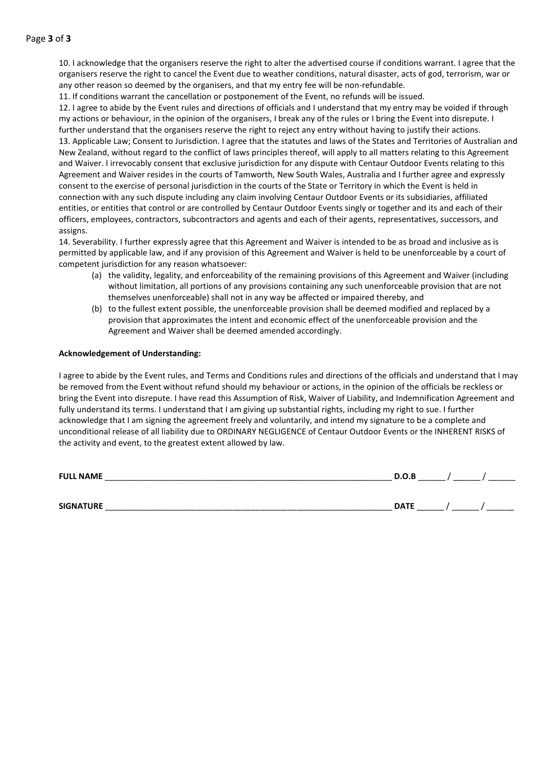10. I acknowledge that the organisers reserve the right to alter the advertised course if conditions warrant. I agree that the organisers reserve the right to cancel the Event due to weather conditions, natural disaster, acts of god, terrorism, war or any other reason so deemed by the organisers, and that my entry fee will be non-refundable.

11. If conditions warrant the cancellation or postponement of the Event, no refunds will be issued.

12. I agree to abide by the Event rules and directions of officials and I understand that my entry may be voided if through my actions or behaviour, in the opinion of the organisers, I break any of the rules or I bring the Event into disrepute. I further understand that the organisers reserve the right to reject any entry without having to justify their actions.

13. Applicable Law; Consent to Jurisdiction. I agree that the statutes and laws of the States and Territories of Australian and New Zealand, without regard to the conflict of laws principles thereof, will apply to all matters relating to this Agreement and Waiver. I irrevocably consent that exclusive jurisdiction for any dispute with Centaur Outdoor Events relating to this Agreement and Waiver resides in the courts of Tamworth, New South Wales, Australia and I further agree and expressly consent to the exercise of personal jurisdiction in the courts of the State or Territory in which the Event is held in connection with any such dispute including any claim involving Centaur Outdoor Events or its subsidiaries, affiliated entities, or entities that control or are controlled by Centaur Outdoor Events singly or together and its and each of their officers, employees, contractors, subcontractors and agents and each of their agents, representatives, successors, and assigns.

14. Severability. I further expressly agree that this Agreement and Waiver is intended to be as broad and inclusive as is permitted by applicable law, and if any provision of this Agreement and Waiver is held to be unenforceable by a court of competent jurisdiction for any reason whatsoever:

(a) the validity, legality, and enforceability of the remaining provisions of this Agreement and Waiver (including without limitation, all portions of any provisions containing any such unenforceable provision that are not themselves unenforceable) shall not in any way be affected or impaired thereby, and

(b) to the fullest extent possible, the unenforceable provision shall be deemed modified and replaced by a provision that approximates the intent and economic effect of the unenforceable provision and the Agreement and Waiver shall be deemed amended accordingly.

**Acknowledgement of Understanding:**

I agree to abide by the Event rules, and Terms and Conditions rules and directions of the officials and understand that I may be removed from the Event without refund should my behaviour or actions, in the opinion of the officials be reckless or bring the Event into disrepute. I have read this Assumption of Risk, Waiver of Liability, and Indemnification Agreement and fully understand its terms. I understand that I am giving up substantial rights, including my right to sue. I further acknowledge that I am signing the agreement freely and voluntarily, and intend my signature to be a complete and unconditional release of all liability due to ORDINARY NEGLIGENCE of Centaur Outdoor Events or the INHERENT RISKS of the activity and event, to the greatest extent allowed by law.

**FULL NAME** ______________________________________________________________ **D.O.B** ______ / ______ / ______

**SIGNATURE** ______________________________________________________________ **DATE** ______ / ______ / ______